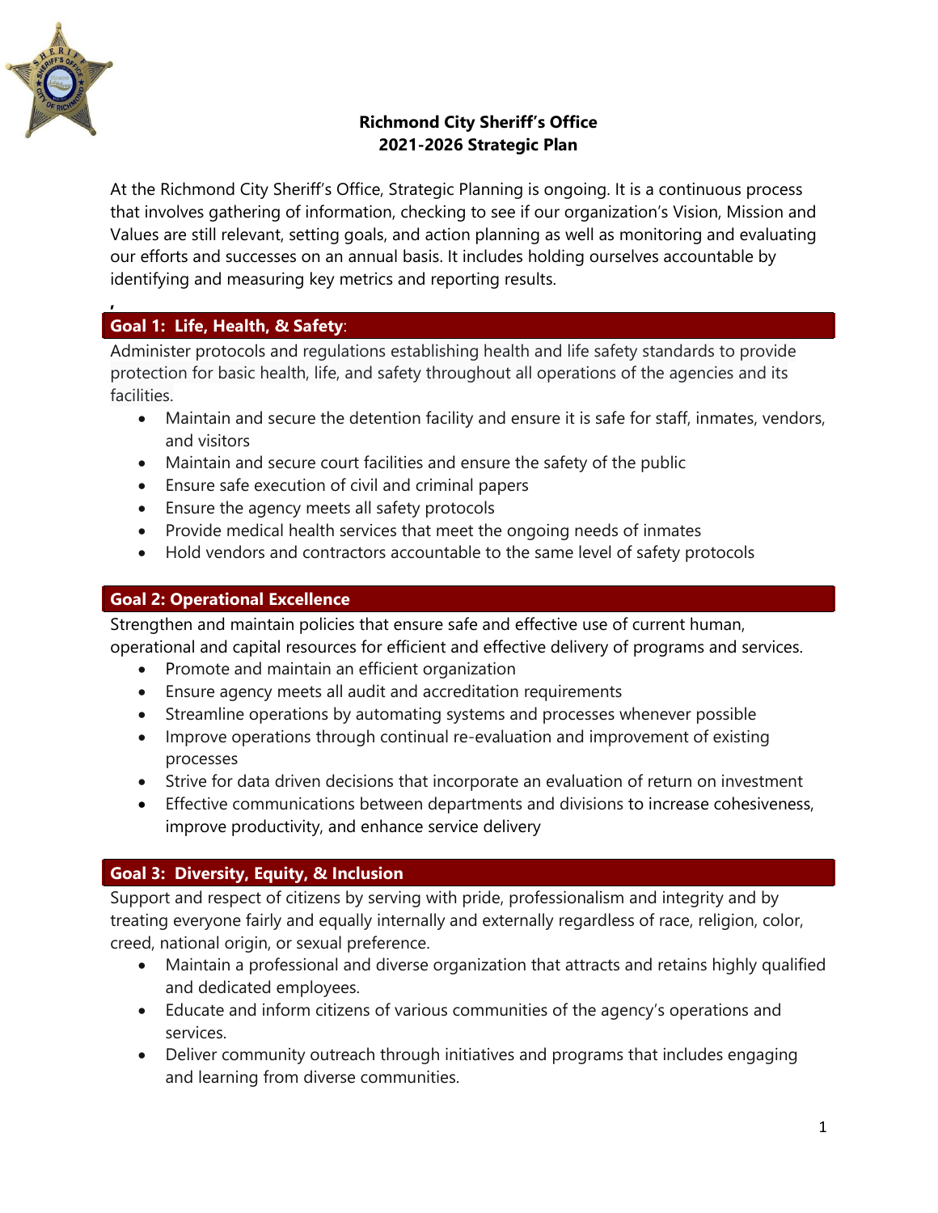**Richmond City Sheriff's Office**
**2021-2026 Strategic Plan**

At the Richmond City Sheriff's Office, Strategic Planning is ongoing. It is a continuous process that involves gathering of information, checking to see if our organization's Vision, Mission and Values are still relevant, setting goals, and action planning as well as monitoring and evaluating our efforts and successes on an annual basis. It includes holding ourselves accountable by identifying and measuring key metrics and reporting results.

## Goal 1: Life, Health, & Safety:

Administer protocols and regulations establishing health and life safety standards to provide protection for basic health, life, and safety throughout all operations of the agencies and its facilities.

- Maintain and secure the detention facility and ensure it is safe for staff, inmates, vendors, and visitors
- Maintain and secure court facilities and ensure the safety of the public
- Ensure safe execution of civil and criminal papers
- Ensure the agency meets all safety protocols
- Provide medical health services that meet the ongoing needs of inmates
- Hold vendors and contractors accountable to the same level of safety protocols

## Goal 2: Operational Excellence

Strengthen and maintain policies that ensure safe and effective use of current human, operational and capital resources for efficient and effective delivery of programs and services.

- Promote and maintain an efficient organization
- Ensure agency meets all audit and accreditation requirements
- Streamline operations by automating systems and processes whenever possible
- Improve operations through continual re-evaluation and improvement of existing processes
- Strive for data driven decisions that incorporate an evaluation of return on investment
- Effective communications between departments and divisions to increase cohesiveness, improve productivity, and enhance service delivery

## Goal 3: Diversity, Equity, & Inclusion

Support and respect of citizens by serving with pride, professionalism and integrity and by treating everyone fairly and equally internally and externally regardless of race, religion, color, creed, national origin, or sexual preference.

- Maintain a professional and diverse organization that attracts and retains highly qualified and dedicated employees.
- Educate and inform citizens of various communities of the agency's operations and services.
- Deliver community outreach through initiatives and programs that includes engaging and learning from diverse communities.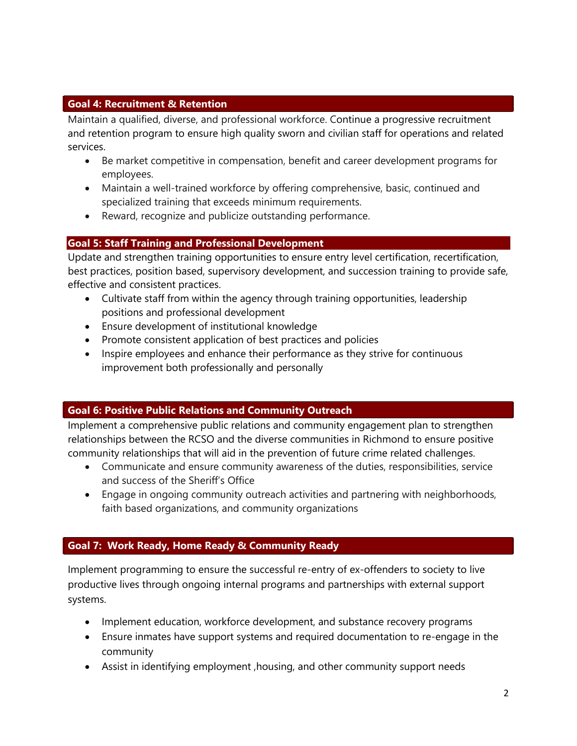## Goal 4: Recruitment & Retention

Maintain a qualified, diverse, and professional workforce. Continue a progressive recruitment and retention program to ensure high quality sworn and civilian staff for operations and related services.

- Be market competitive in compensation, benefit and career development programs for employees.
- Maintain a well-trained workforce by offering comprehensive, basic, continued and specialized training that exceeds minimum requirements.
- Reward, recognize and publicize outstanding performance.

## Goal 5: Staff Training and Professional Development

Update and strengthen training opportunities to ensure entry level certification, recertification, best practices, position based, supervisory development, and succession training to provide safe, effective and consistent practices.

- Cultivate staff from within the agency through training opportunities, leadership positions and professional development
- Ensure development of institutional knowledge
- Promote consistent application of best practices and policies
- Inspire employees and enhance their performance as they strive for continuous improvement both professionally and personally

## Goal 6: Positive Public Relations and Community Outreach

Implement a comprehensive public relations and community engagement plan to strengthen relationships between the RCSO and the diverse communities in Richmond to ensure positive community relationships that will aid in the prevention of future crime related challenges.

- Communicate and ensure community awareness of the duties, responsibilities, service and success of the Sheriff's Office
- Engage in ongoing community outreach activities and partnering with neighborhoods, faith based organizations, and community organizations

## Goal 7: Work Ready, Home Ready & Community Ready

Implement programming to ensure the successful re-entry of ex-offenders to society to live productive lives through ongoing internal programs and partnerships with external support systems.

- Implement education, workforce development, and substance recovery programs
- Ensure inmates have support systems and required documentation to re-engage in the community
- Assist in identifying employment ,housing, and other community support needs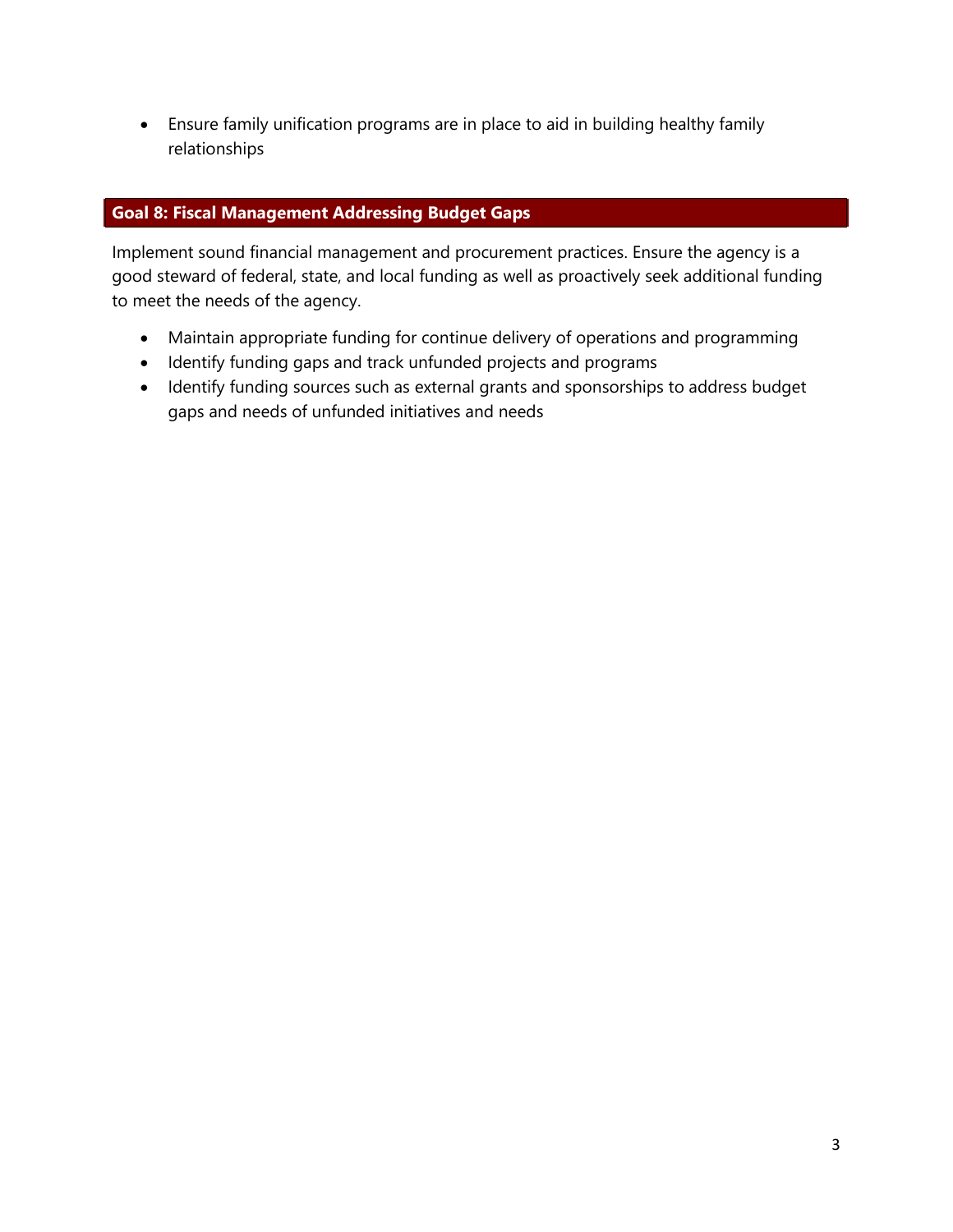- Ensure family unification programs are in place to aid in building healthy family relationships

## Goal 8: Fiscal Management Addressing Budget Gaps

Implement sound financial management and procurement practices. Ensure the agency is a good steward of federal, state, and local funding as well as proactively seek additional funding to meet the needs of the agency.

- Maintain appropriate funding for continue delivery of operations and programming
- Identify funding gaps and track unfunded projects and programs
- Identify funding sources such as external grants and sponsorships to address budget gaps and needs of unfunded initiatives and needs